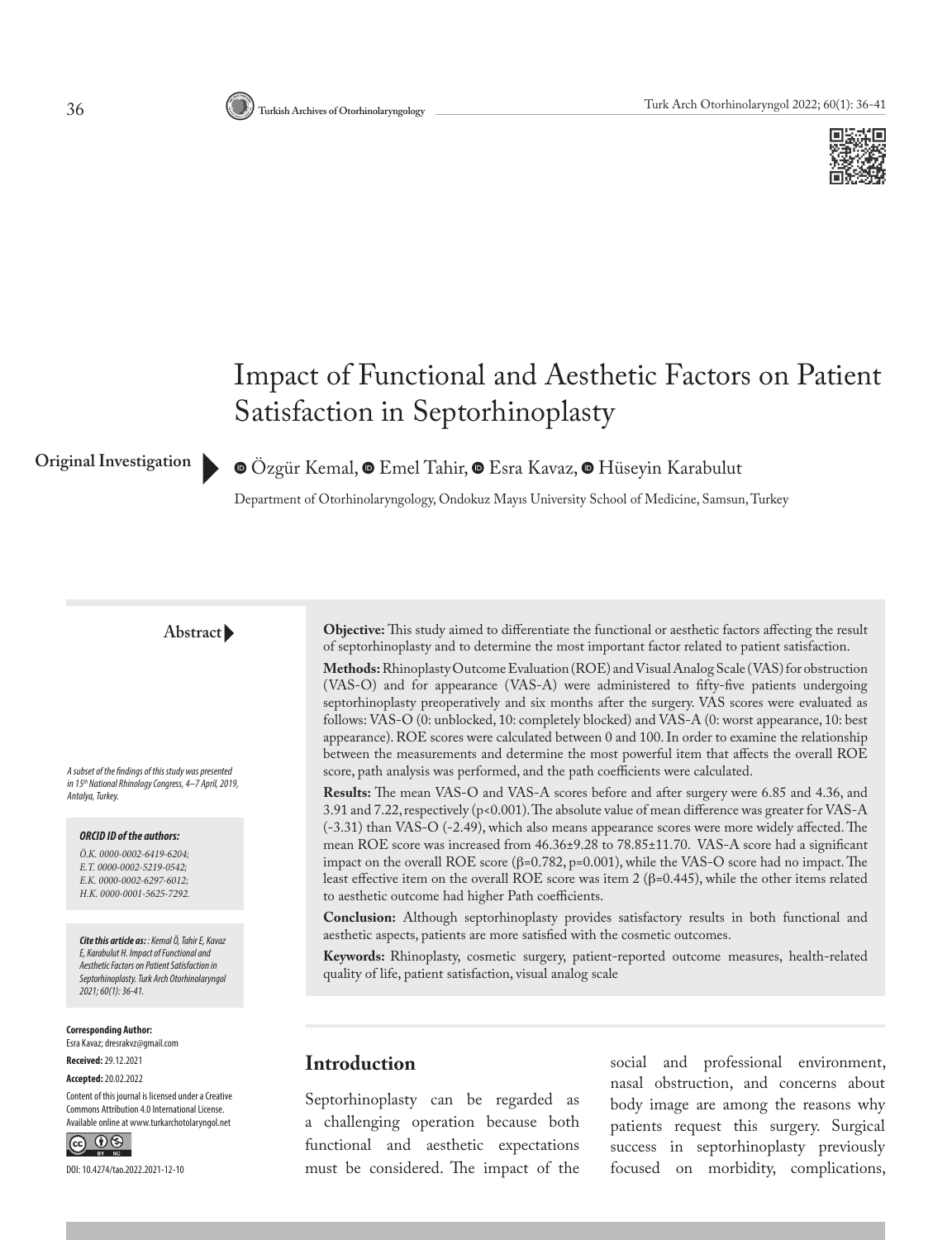# Impact of Functional and Aesthetic Factors on Patient Satisfaction in Septorhinoplasty

**Original Investigation**

Özgür Kemal, Emel Tahir, Esra Kavaz, Hüseyin Karabulut

Department of Otorhinolaryngology, Ondokuz Mayıs University School of Medicine, Samsun, Turkey

## Abstract

**Objective:** This study aimed to differentiate the functional or aesthetic factors affecting the result of septorhinoplasty and to determine the most important factor related to patient satisfaction.

**Methods:** Rhinoplasty Outcome Evaluation (ROE) and Visual Analog Scale (VAS) for obstruction (VAS-O) and for appearance (VAS-A) were administered to fifty-five patients undergoing septorhinoplasty preoperatively and six months after the surgery. VAS scores were evaluated as follows: VAS-O (0: unblocked, 10: completely blocked) and VAS-A (0: worst appearance, 10: best appearance). ROE scores were calculated between 0 and 100. In order to examine the relationship between the measurements and determine the most powerful item that affects the overall ROE score, path analysis was performed, and the path coefficients were calculated.

**Results:** The mean VAS-O and VAS-A scores before and after surgery were 6.85 and 4.36, and 3.91 and 7.22, respectively ($p<0.001$). The absolute value of mean difference was greater for VAS-A (-3.31) than VAS-O (-2.49), which also means appearance scores were more widely affected. The mean ROE score was increased from 46.36±9.28 to 78.85±11.70. VAS-A score had a significant impact on the overall ROE score ($\beta=0.782$, $p=0.001$), while the VAS-O score had no impact. The least effective item on the overall ROE score was item 2 ($\beta=0.445$), while the other items related to aesthetic outcome had higher Path coefficients.

**Conclusion:** Although septorhinoplasty provides satisfactory results in both functional and aesthetic aspects, patients are more satisfied with the cosmetic outcomes.

**Keywords:** Rhinoplasty, cosmetic surgery, patient-reported outcome measures, health-related quality of life, patient satisfaction, visual analog scale

*A subset of the findings of this study was presented in 15th National Rhinology Congress, 4–7 April, 2019, Antalya, Turkey.*

***ORCID ID of the authors:***

*Ö.K. 0000-0002-6419-6204;*
*E.T. 0000-0002-5219-0542;*
*E.K. 0000-0002-6297-6012;*
*H.K. 0000-0001-5625-7292.*

***Cite this article as:*** *: Kemal Ö, Tahir E, Kavaz E, Karabulut H. Impact of Functional and Aesthetic Factors on Patient Satisfaction in Septorhinoplasty. Turk Arch Otorhinolaryngol 2021; 60(1): 36-41.*

**Corresponding Author:**
Esra Kavaz; dresrakvz@gmail.com

**Received:** 29.12.2021

**Accepted:** 20.02.2022

Content of this journal is licensed under a Creative Commons Attribution 4.0 International License. Available online at www.turkarchotolaryngol.net

DOI: 10.4274/tao.2022.2021-12-10

## Introduction

Septorhinoplasty can be regarded as a challenging operation because both functional and aesthetic expectations must be considered. The impact of the social and professional environment, nasal obstruction, and concerns about body image are among the reasons why patients request this surgery. Surgical success in septorhinoplasty previously focused on morbidity, complications,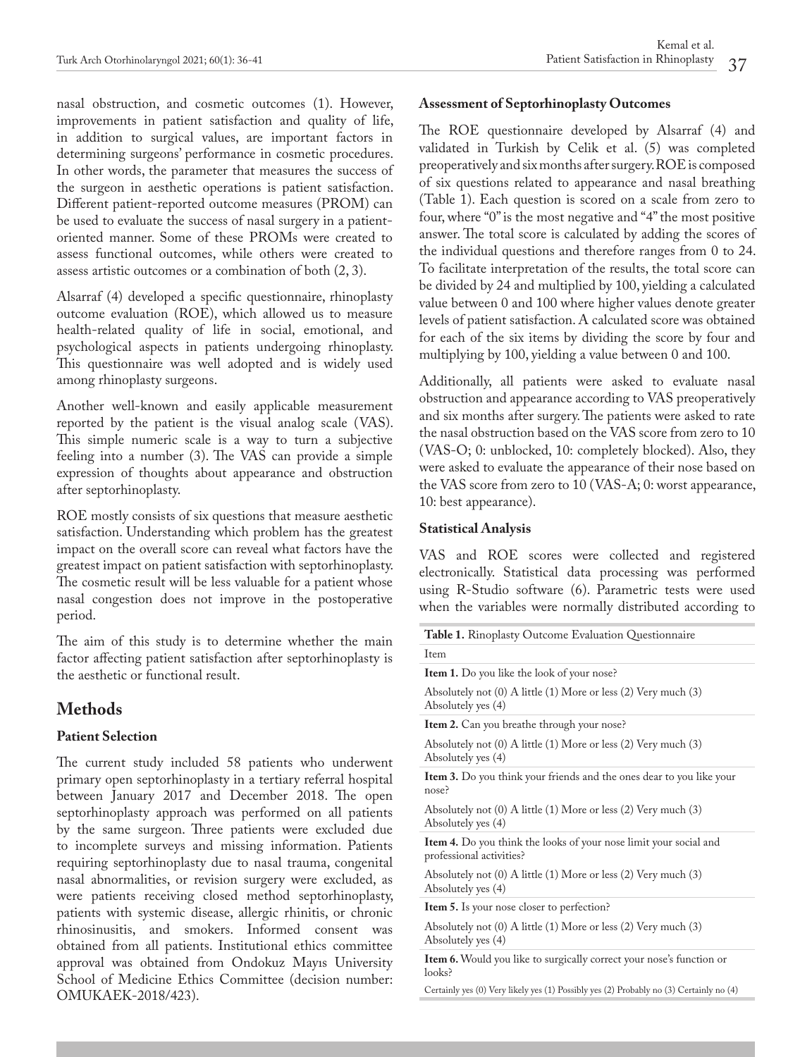nasal obstruction, and cosmetic outcomes (1). However, improvements in patient satisfaction and quality of life, in addition to surgical values, are important factors in determining surgeons' performance in cosmetic procedures. In other words, the parameter that measures the success of the surgeon in aesthetic operations is patient satisfaction. Different patient-reported outcome measures (PROM) can be used to evaluate the success of nasal surgery in a patient-oriented manner. Some of these PROMs were created to assess functional outcomes, while others were created to assess artistic outcomes or a combination of both (2, 3).

Alsarraf (4) developed a specific questionnaire, rhinoplasty outcome evaluation (ROE), which allowed us to measure health-related quality of life in social, emotional, and psychological aspects in patients undergoing rhinoplasty. This questionnaire was well adopted and is widely used among rhinoplasty surgeons.

Another well-known and easily applicable measurement reported by the patient is the visual analog scale (VAS). This simple numeric scale is a way to turn a subjective feeling into a number (3). The VAS can provide a simple expression of thoughts about appearance and obstruction after septorhinoplasty.

ROE mostly consists of six questions that measure aesthetic satisfaction. Understanding which problem has the greatest impact on the overall score can reveal what factors have the greatest impact on patient satisfaction with septorhinoplasty. The cosmetic result will be less valuable for a patient whose nasal congestion does not improve in the postoperative period.

The aim of this study is to determine whether the main factor affecting patient satisfaction after septorhinoplasty is the aesthetic or functional result.

## Methods

### Patient Selection

The current study included 58 patients who underwent primary open septorhinoplasty in a tertiary referral hospital between January 2017 and December 2018. The open septorhinoplasty approach was performed on all patients by the same surgeon. Three patients were excluded due to incomplete surveys and missing information. Patients requiring septorhinoplasty due to nasal trauma, congenital nasal abnormalities, or revision surgery were excluded, as were patients receiving closed method septorhinoplasty, patients with systemic disease, allergic rhinitis, or chronic rhinosinusitis, and smokers. Informed consent was obtained from all patients. Institutional ethics committee approval was obtained from Ondokuz Mayıs University School of Medicine Ethics Committee (decision number: OMUKAEK-2018/423).

### Assessment of Septorhinoplasty Outcomes

The ROE questionnaire developed by Alsarraf (4) and validated in Turkish by Celik et al. (5) was completed preoperatively and six months after surgery. ROE is composed of six questions related to appearance and nasal breathing (Table 1). Each question is scored on a scale from zero to four, where "0" is the most negative and "4" the most positive answer. The total score is calculated by adding the scores of the individual questions and therefore ranges from 0 to 24. To facilitate interpretation of the results, the total score can be divided by 24 and multiplied by 100, yielding a calculated value between 0 and 100 where higher values denote greater levels of patient satisfaction. A calculated score was obtained for each of the six items by dividing the score by four and multiplying by 100, yielding a value between 0 and 100.

Additionally, all patients were asked to evaluate nasal obstruction and appearance according to VAS preoperatively and six months after surgery. The patients were asked to rate the nasal obstruction based on the VAS score from zero to 10 (VAS-O; 0: unblocked, 10: completely blocked). Also, they were asked to evaluate the appearance of their nose based on the VAS score from zero to 10 (VAS-A; 0: worst appearance, 10: best appearance).

### Statistical Analysis

VAS and ROE scores were collected and registered electronically. Statistical data processing was performed using R-Studio software (6). Parametric tests were used when the variables were normally distributed according to

**Table 1.** Rinoplasty Outcome Evaluation Questionnaire

| Item |
|---|
| **Item 1.** Do you like the look of your nose? |
| Absolutely not (0) A little (1) More or less (2) Very much (3) Absolutely yes (4) |
| **Item 2.** Can you breathe through your nose? |
| Absolutely not (0) A little (1) More or less (2) Very much (3) Absolutely yes (4) |
| **Item 3.** Do you think your friends and the ones dear to you like your nose? |
| Absolutely not (0) A little (1) More or less (2) Very much (3) Absolutely yes (4) |
| **Item 4.** Do you think the looks of your nose limit your social and professional activities? |
| Absolutely not (0) A little (1) More or less (2) Very much (3) Absolutely yes (4) |
| **Item 5.** Is your nose closer to perfection? |
| Absolutely not (0) A little (1) More or less (2) Very much (3) Absolutely yes (4) |
| **Item 6.** Would you like to surgically correct your nose's function or looks? |
| Certainly yes (0) Very likely yes (1) Possibly yes (2) Probably no (3) Certainly no (4) |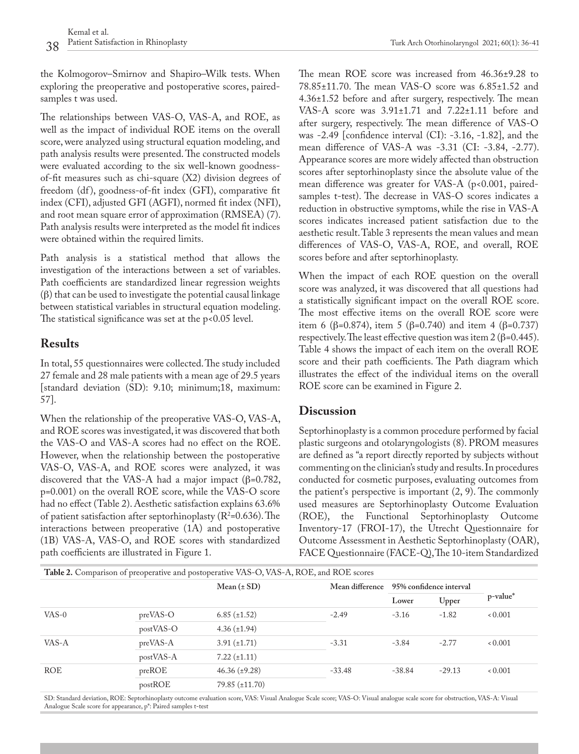the Kolmogorov–Smirnov and Shapiro–Wilk tests. When exploring the preoperative and postoperative scores, paired-samples t was used.

The relationships between VAS-O, VAS-A, and ROE, as well as the impact of individual ROE items on the overall score, were analyzed using structural equation modeling, and path analysis results were presented. The constructed models were evaluated according to the six well-known goodness-of-fit measures such as chi-square (X2) division degrees of freedom (df), goodness-of-fit index (GFI), comparative fit index (CFI), adjusted GFI (AGFI), normed fit index (NFI), and root mean square error of approximation (RMSEA) (7). Path analysis results were interpreted as the model fit indices were obtained within the required limits.

Path analysis is a statistical method that allows the investigation of the interactions between a set of variables. Path coefficients are standardized linear regression weights (β) that can be used to investigate the potential causal linkage between statistical variables in structural equation modeling. The statistical significance was set at the $p<0.05$ level.

## Results

In total, 55 questionnaires were collected. The study included 27 female and 28 male patients with a mean age of 29.5 years [standard deviation (SD): 9.10; minimum;18, maximum: 57].

When the relationship of the preoperative VAS-O, VAS-A, and ROE scores was investigated, it was discovered that both the VAS-O and VAS-A scores had no effect on the ROE. However, when the relationship between the postoperative VAS-O, VAS-A, and ROE scores were analyzed, it was discovered that the VAS-A had a major impact (β=0.782, $p=0.001$) on the overall ROE score, while the VAS-O score had no effect (Table 2). Aesthetic satisfaction explains 63.6% of patient satisfaction after septorhinoplasty ($R^2=0.636$). The interactions between preoperative (1A) and postoperative (1B) VAS-A, VAS-O, and ROE scores with standardized path coefficients are illustrated in Figure 1.

The mean ROE score was increased from 46.36±9.28 to 78.85±11.70. The mean VAS-O score was 6.85±1.52 and 4.36±1.52 before and after surgery, respectively. The mean VAS-A score was 3.91±1.71 and 7.22±1.11 before and after surgery, respectively. The mean difference of VAS-O was -2.49 [confidence interval (CI): -3.16, -1.82], and the mean difference of VAS-A was -3.31 (CI: -3.84, -2.77). Appearance scores are more widely affected than obstruction scores after septorhinoplasty since the absolute value of the mean difference was greater for VAS-A ($p<0.001$, paired-samples t-test). The decrease in VAS-O scores indicates a reduction in obstructive symptoms, while the rise in VAS-A scores indicates increased patient satisfaction due to the aesthetic result. Table 3 represents the mean values and mean differences of VAS-O, VAS-A, ROE, and overall, ROE scores before and after septorhinoplasty.

When the impact of each ROE question on the overall score was analyzed, it was discovered that all questions had a statistically significant impact on the overall ROE score. The most effective items on the overall ROE score were item 6 (β=0.874), item 5 (β=0.740) and item 4 (β=0.737) respectively. The least effective question was item 2 (β=0.445). Table 4 shows the impact of each item on the overall ROE score and their path coefficients. The Path diagram which illustrates the effect of the individual items on the overall ROE score can be examined in Figure 2.

## Discussion

Septorhinoplasty is a common procedure performed by facial plastic surgeons and otolaryngologists (8). PROM measures are defined as "a report directly reported by subjects without commenting on the clinician's study and results. In procedures conducted for cosmetic purposes, evaluating outcomes from the patient's perspective is important (2, 9). The commonly used measures are Septorhinoplasty Outcome Evaluation (ROE), the Functional Septorhinoplasty Outcome Inventory-17 (FROI-17), the Utrecht Questionnaire for Outcome Assessment in Aesthetic Septorhinoplasty (OAR), FACE Questionnaire (FACE-Q), The 10-item Standardized

**Table 2.** Comparison of preoperative and postoperative VAS-O, VAS-A, ROE, and ROE scores

| | | Mean (± SD) | Mean difference | 95% confidence interval | | p-value* |
|---|---|---|---|---|---|---|
| | | | | Lower | Upper | |
| VAS-0 | preVAS-O | 6.85 (±1.52) | -2.49 | -3.16 | -1.82 | < 0.001 |
| | postVAS-O | 4.36 (±1.94) | | | | |
| VAS-A | preVAS-A | 3.91 (±1.71) | -3.31 | -3.84 | -2.77 | < 0.001 |
| | postVAS-A | 7.22 (±1.11) | | | | |
| ROE | preROE | 46.36 (±9.28) | -33.48 | -38.84 | -29.13 | < 0.001 |
| | postROE | 79.85 (±11.70) | | | | |

SD: Standard deviation, ROE: Septorhinoplasty outcome evaluation score, VAS: Visual Analogue Scale score; VAS-O: Visual analogue scale score for obstruction, VAS-A: Visual Analogue Scale score for appearance, p*: Paired samples t-test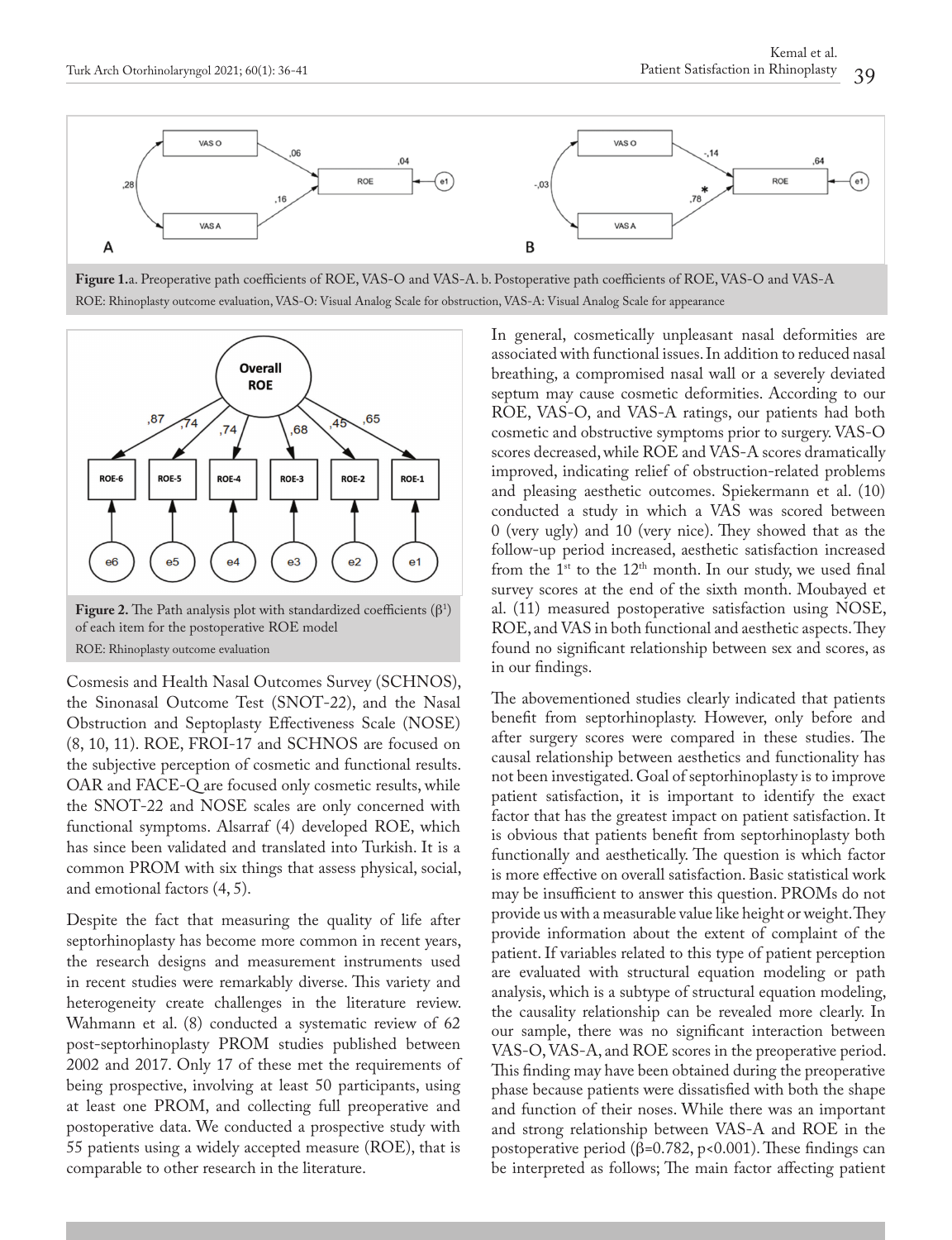**Figure 1.** a. Preoperative path coefficients of ROE, VAS-O and VAS-A. b. Postoperative path coefficients of ROE, VAS-O and VAS-A

ROE: Rhinoplasty outcome evaluation, VAS-O: Visual Analog Scale for obstruction, VAS-A: Visual Analog Scale for appearance

**Figure 2.** The Path analysis plot with standardized coefficients ($\beta^1$) of each item for the postoperative ROE model

ROE: Rhinoplasty outcome evaluation

Cosmesis and Health Nasal Outcomes Survey (SCHNOS), the Sinonasal Outcome Test (SNOT-22), and the Nasal Obstruction and Septoplasty Effectiveness Scale (NOSE) (8, 10, 11). ROE, FROI-17 and SCHNOS are focused on the subjective perception of cosmetic and functional results. OAR and FACE-Q are focused only cosmetic results, while the SNOT-22 and NOSE scales are only concerned with functional symptoms. Alsarraf (4) developed ROE, which has since been validated and translated into Turkish. It is a common PROM with six things that assess physical, social, and emotional factors (4, 5).

Despite the fact that measuring the quality of life after septorhinoplasty has become more common in recent years, the research designs and measurement instruments used in recent studies were remarkably diverse. This variety and heterogeneity create challenges in the literature review. Wahmann et al. (8) conducted a systematic review of 62 post-septorhinoplasty PROM studies published between 2002 and 2017. Only 17 of these met the requirements of being prospective, involving at least 50 participants, using at least one PROM, and collecting full preoperative and postoperative data. We conducted a prospective study with 55 patients using a widely accepted measure (ROE), that is comparable to other research in the literature.

In general, cosmetically unpleasant nasal deformities are associated with functional issues. In addition to reduced nasal breathing, a compromised nasal wall or a severely deviated septum may cause cosmetic deformities. According to our ROE, VAS-O, and VAS-A ratings, our patients had both cosmetic and obstructive symptoms prior to surgery. VAS-O scores decreased, while ROE and VAS-A scores dramatically improved, indicating relief of obstruction-related problems and pleasing aesthetic outcomes. Spiekermann et al. (10) conducted a study in which a VAS was scored between 0 (very ugly) and 10 (very nice). They showed that as the follow-up period increased, aesthetic satisfaction increased from the 1st to the 12th month. In our study, we used final survey scores at the end of the sixth month. Moubayed et al. (11) measured postoperative satisfaction using NOSE, ROE, and VAS in both functional and aesthetic aspects. They found no significant relationship between sex and scores, as in our findings.

The abovementioned studies clearly indicated that patients benefit from septorhinoplasty. However, only before and after surgery scores were compared in these studies. The causal relationship between aesthetics and functionality has not been investigated. Goal of septorhinoplasty is to improve patient satisfaction, it is important to identify the exact factor that has the greatest impact on patient satisfaction. It is obvious that patients benefit from septorhinoplasty both functionally and aesthetically. The question is which factor is more effective on overall satisfaction. Basic statistical work may be insufficient to answer this question. PROMs do not provide us with a measurable value like height or weight. They provide information about the extent of complaint of the patient. If variables related to this type of patient perception are evaluated with structural equation modeling or path analysis, which is a subtype of structural equation modeling, the causality relationship can be revealed more clearly. In our sample, there was no significant interaction between VAS-O, VAS-A, and ROE scores in the preoperative period. This finding may have been obtained during the preoperative phase because patients were dissatisfied with both the shape and function of their noses. While there was an important and strong relationship between VAS-A and ROE in the postoperative period ($\beta$=0.782, $p<0.001$). These findings can be interpreted as follows; The main factor affecting patient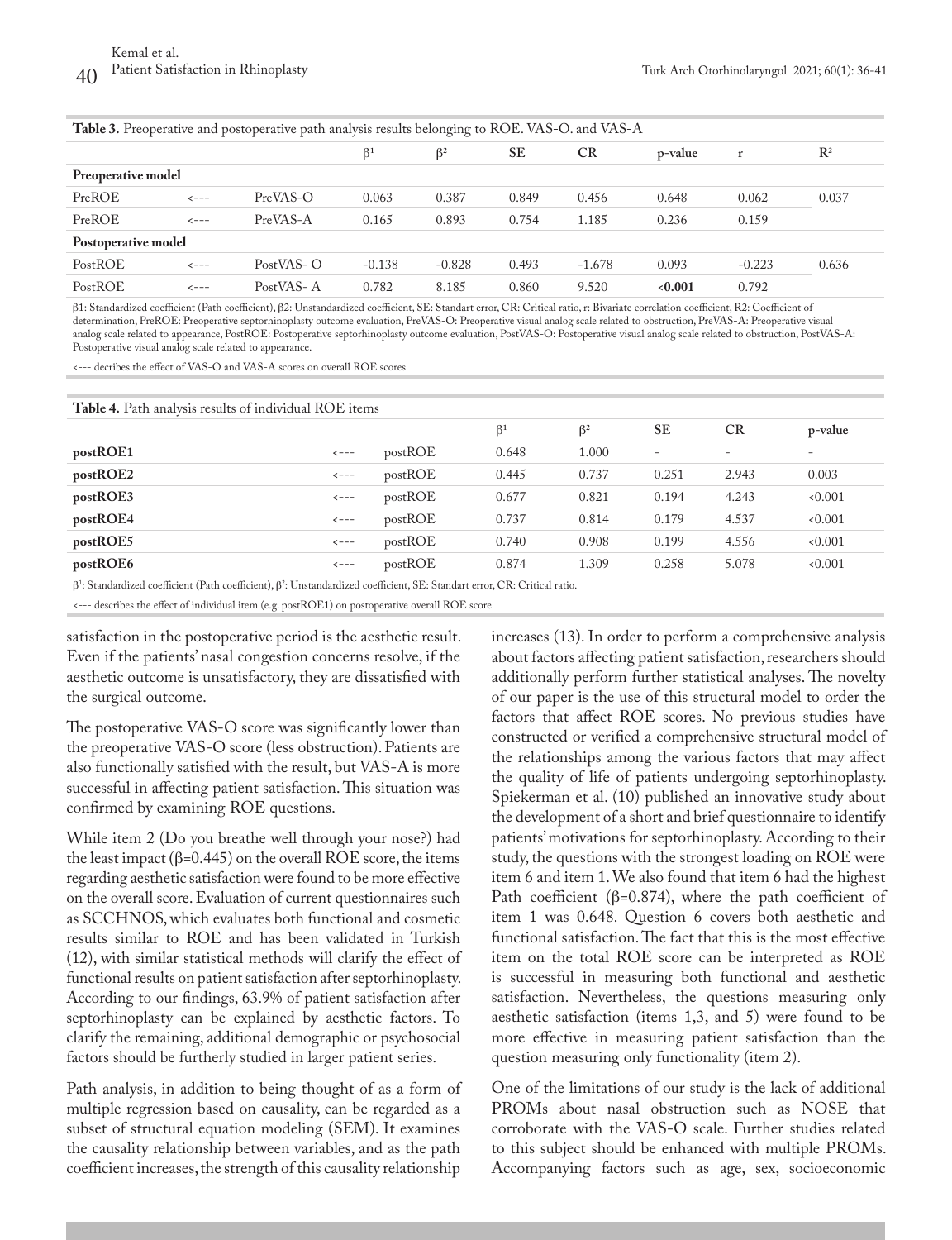**Table 3.** Preoperative and postoperative path analysis results belonging to ROE. VAS-O. and VAS-A

| | | | $\beta^1$ | $\beta^2$ | SE | CR | p-value | r | $R^2$ |
|---|---|---|---|---|---|---|---|---|---|
| **Preoperative model** | | | | | | | | | |
| PreROE | <--- | PreVAS-O | 0.063 | 0.387 | 0.849 | 0.456 | 0.648 | 0.062 | 0.037 |
| PreROE | <--- | PreVAS-A | 0.165 | 0.893 | 0.754 | 1.185 | 0.236 | 0.159 | |
| **Postoperative model** | | | | | | | | | |
| PostROE | <--- | PostVAS- O | −0.138 | −0.828 | 0.493 | −1.678 | 0.093 | −0.223 | 0.636 |
| PostROE | <--- | PostVAS- A | 0.782 | 8.185 | 0.860 | 9.520 | **<0.001** | 0.792 | |

β1: Standardized coefficient (Path coefficient), β2: Unstandardized coefficient, SE: Standart error, CR: Critical ratio, r: Bivariate correlation coefficient, R2: Coefficient of determination, PreROE: Preoperative septorhinoplasty outcome evaluation, PreVAS-O: Preoperative visual analog scale related to obstruction, PreVAS-A: Preoperative visual analog scale related to appearance, PostROE: Postoperative septorhinoplasty outcome evaluation, PostVAS-O: Postoperative visual analog scale related to obstruction, PostVAS-A: Postoperative visual analog scale related to appearance.

<--- decribes the effect of VAS-O and VAS-A scores on overall ROE scores

**Table 4.** Path analysis results of individual ROE items

| | | | $\beta^1$ | $\beta^2$ | SE | CR | p-value |
|---|---|---|---|---|---|---|---|
| **postROE1** | <--- | postROE | 0.648 | 1.000 | - | - | - |
| **postROE2** | <--- | postROE | 0.445 | 0.737 | 0.251 | 2.943 | 0.003 |
| **postROE3** | <--- | postROE | 0.677 | 0.821 | 0.194 | 4.243 | <0.001 |
| **postROE4** | <--- | postROE | 0.737 | 0.814 | 0.179 | 4.537 | <0.001 |
| **postROE5** | <--- | postROE | 0.740 | 0.908 | 0.199 | 4.556 | <0.001 |
| **postROE6** | <--- | postROE | 0.874 | 1.309 | 0.258 | 5.078 | <0.001 |

$\beta^1$: Standardized coefficient (Path coefficient), $\beta^2$: Unstandardized coefficient, SE: Standart error, CR: Critical ratio.

<--- describes the effect of individual item (e.g. postROE1) on postoperative overall ROE score

satisfaction in the postoperative period is the aesthetic result. Even if the patients' nasal congestion concerns resolve, if the aesthetic outcome is unsatisfactory, they are dissatisfied with the surgical outcome.

The postoperative VAS-O score was significantly lower than the preoperative VAS-O score (less obstruction). Patients are also functionally satisfied with the result, but VAS-A is more successful in affecting patient satisfaction. This situation was confirmed by examining ROE questions.

While item 2 (Do you breathe well through your nose?) had the least impact (β=0.445) on the overall ROE score, the items regarding aesthetic satisfaction were found to be more effective on the overall score. Evaluation of current questionnaires such as SCCHNOS, which evaluates both functional and cosmetic results similar to ROE and has been validated in Turkish (12), with similar statistical methods will clarify the effect of functional results on patient satisfaction after septorhinoplasty. According to our findings, 63.9% of patient satisfaction after septorhinoplasty can be explained by aesthetic factors. To clarify the remaining, additional demographic or psychosocial factors should be furtherly studied in larger patient series.

Path analysis, in addition to being thought of as a form of multiple regression based on causality, can be regarded as a subset of structural equation modeling (SEM). It examines the causality relationship between variables, and as the path coefficient increases, the strength of this causality relationship increases (13). In order to perform a comprehensive analysis about factors affecting patient satisfaction, researchers should additionally perform further statistical analyses. The novelty of our paper is the use of this structural model to order the factors that affect ROE scores. No previous studies have constructed or verified a comprehensive structural model of the relationships among the various factors that may affect the quality of life of patients undergoing septorhinoplasty. Spiekerman et al. (10) published an innovative study about the development of a short and brief questionnaire to identify patients' motivations for septorhinoplasty. According to their study, the questions with the strongest loading on ROE were item 6 and item 1. We also found that item 6 had the highest Path coefficient (β=0.874), where the path coefficient of item 1 was 0.648. Question 6 covers both aesthetic and functional satisfaction. The fact that this is the most effective item on the total ROE score can be interpreted as ROE is successful in measuring both functional and aesthetic satisfaction. Nevertheless, the questions measuring only aesthetic satisfaction (items 1,3, and 5) were found to be more effective in measuring patient satisfaction than the question measuring only functionality (item 2).

One of the limitations of our study is the lack of additional PROMs about nasal obstruction such as NOSE that corroborate with the VAS-O scale. Further studies related to this subject should be enhanced with multiple PROMs. Accompanying factors such as age, sex, socioeconomic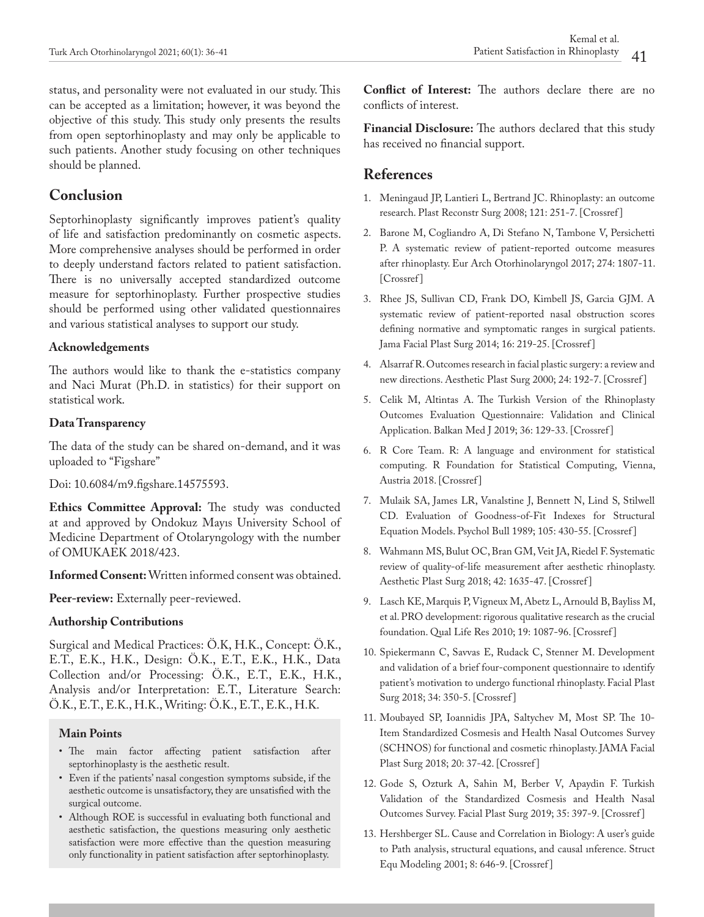status, and personality were not evaluated in our study. This can be accepted as a limitation; however, it was beyond the objective of this study. This study only presents the results from open septorhinoplasty and may only be applicable to such patients. Another study focusing on other techniques should be planned.

## Conclusion

Septorhinoplasty significantly improves patient's quality of life and satisfaction predominantly on cosmetic aspects. More comprehensive analyses should be performed in order to deeply understand factors related to patient satisfaction. There is no universally accepted standardized outcome measure for septorhinoplasty. Further prospective studies should be performed using other validated questionnaires and various statistical analyses to support our study.

### Acknowledgements

The authors would like to thank the e-statistics company and Naci Murat (Ph.D. in statistics) for their support on statistical work.

### Data Transparency

The data of the study can be shared on-demand, and it was uploaded to "Figshare"

Doi: 10.6084/m9.figshare.14575593.

**Ethics Committee Approval:** The study was conducted at and approved by Ondokuz Mayıs University School of Medicine Department of Otolaryngology with the number of OMUKAEK 2018/423.

**Informed Consent:** Written informed consent was obtained.

**Peer-review:** Externally peer-reviewed.

### Authorship Contributions

Surgical and Medical Practices: Ö.K, H.K., Concept: Ö.K., E.T., E.K., H.K., Design: Ö.K., E.T., E.K., H.K., Data Collection and/or Processing: Ö.K., E.T., E.K., H.K., Analysis and/or Interpretation: E.T., Literature Search: Ö.K., E.T., E.K., H.K., Writing: Ö.K., E.T., E.K., H.K.

### Main Points

- The main factor affecting patient satisfaction after septorhinoplasty is the aesthetic result.
- Even if the patients' nasal congestion symptoms subside, if the aesthetic outcome is unsatisfactory, they are unsatisfied with the surgical outcome.
- Although ROE is successful in evaluating both functional and aesthetic satisfaction, the questions measuring only aesthetic satisfaction were more effective than the question measuring only functionality in patient satisfaction after septorhinoplasty.

**Conflict of Interest:** The authors declare there are no conflicts of interest.

**Financial Disclosure:** The authors declared that this study has received no financial support.

## References

1. Meningaud JP, Lantieri L, Bertrand JC. Rhinoplasty: an outcome research. Plast Reconstr Surg 2008; 121: 251-7. [Crossref]
2. Barone M, Cogliandro A, Di Stefano N, Tambone V, Persichetti P. A systematic review of patient-reported outcome measures after rhinoplasty. Eur Arch Otorhinolaryngol 2017; 274: 1807-11. [Crossref]
3. Rhee JS, Sullivan CD, Frank DO, Kimbell JS, Garcia GJM. A systematic review of patient-reported nasal obstruction scores defining normative and symptomatic ranges in surgical patients. Jama Facial Plast Surg 2014; 16: 219-25. [Crossref]
4. Alsarraf R. Outcomes research in facial plastic surgery: a review and new directions. Aesthetic Plast Surg 2000; 24: 192-7. [Crossref]
5. Celik M, Altintas A. The Turkish Version of the Rhinoplasty Outcomes Evaluation Questionnaire: Validation and Clinical Application. Balkan Med J 2019; 36: 129-33. [Crossref]
6. R Core Team. R: A language and environment for statistical computing. R Foundation for Statistical Computing, Vienna, Austria 2018. [Crossref]
7. Mulaik SA, James LR, Vanalstine J, Bennett N, Lind S, Stilwell CD. Evaluation of Goodness-of-Fit Indexes for Structural Equation Models. Psychol Bull 1989; 105: 430-55. [Crossref]
8. Wahmann MS, Bulut OC, Bran GM, Veit JA, Riedel F. Systematic review of quality-of-life measurement after aesthetic rhinoplasty. Aesthetic Plast Surg 2018; 42: 1635-47. [Crossref]
9. Lasch KE, Marquis P, Vigneux M, Abetz L, Arnould B, Bayliss M, et al. PRO development: rigorous qualitative research as the crucial foundation. Qual Life Res 2010; 19: 1087-96. [Crossref]
10. Spiekermann C, Savvas E, Rudack C, Stenner M. Development and validation of a brief four-component questionnaire to ıdentify patient's motivation to undergo functional rhinoplasty. Facial Plast Surg 2018; 34: 350-5. [Crossref]
11. Moubayed SP, Ioannidis JPA, Saltychev M, Most SP. The 10-Item Standardized Cosmesis and Health Nasal Outcomes Survey (SCHNOS) for functional and cosmetic rhinoplasty. JAMA Facial Plast Surg 2018; 20: 37-42. [Crossref]
12. Gode S, Ozturk A, Sahin M, Berber V, Apaydin F. Turkish Validation of the Standardized Cosmesis and Health Nasal Outcomes Survey. Facial Plast Surg 2019; 35: 397-9. [Crossref]
13. Hershberger SL. Cause and Correlation in Biology: A user's guide to Path analysis, structural equations, and causal ınference. Struct Equ Modeling 2001; 8: 646-9. [Crossref]